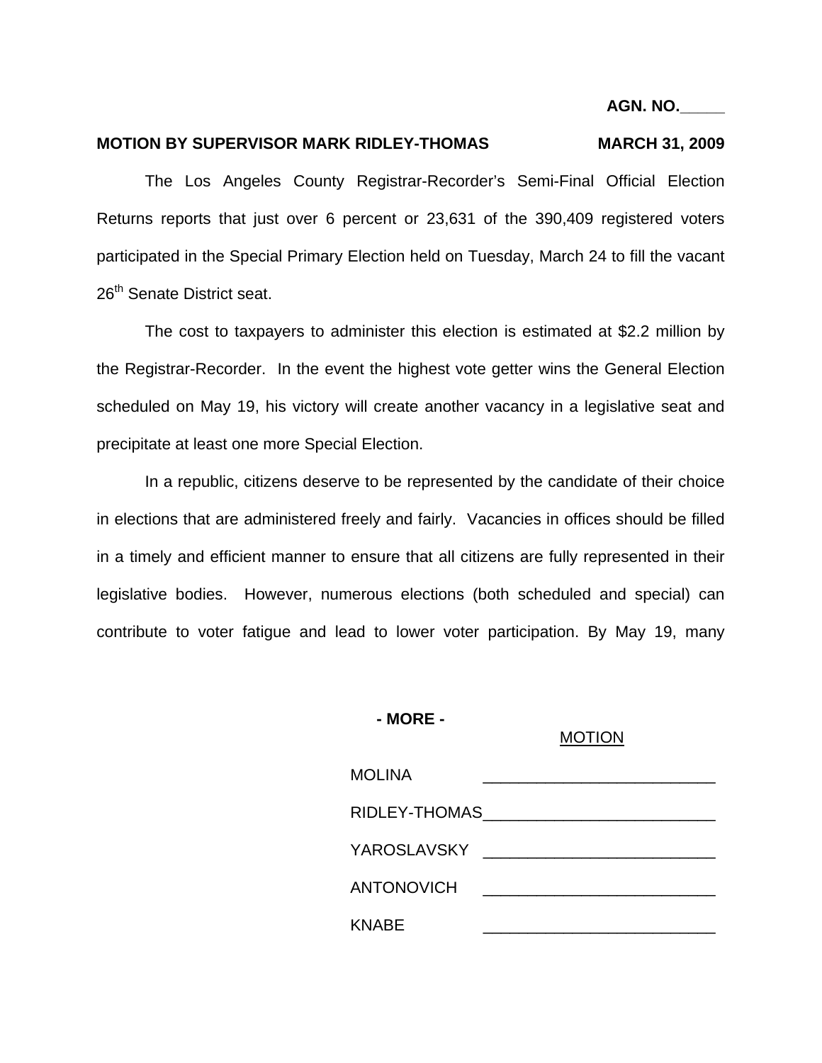**AGN. NO.\_\_\_\_\_**

**MOTION BY SUPERVISOR MARK RIDLEY-THOMAS MARCH 31, 2009**

The Los Angeles County Registrar-Recorder's Semi-Final Official Election Returns reports that just over 6 percent or 23,631 of the 390,409 registered voters participated in the Special Primary Election held on Tuesday, March 24 to fill the vacant 26th Senate District seat.

The cost to taxpayers to administer this election is estimated at $2.2 million by the Registrar-Recorder. In the event the highest vote getter wins the General Election scheduled on May 19, his victory will create another vacancy in a legislative seat and precipitate at least one more Special Election.

In a republic, citizens deserve to be represented by the candidate of their choice in elections that are administered freely and fairly. Vacancies in offices should be filled in a timely and efficient manner to ensure that all citizens are fully represented in their legislative bodies. However, numerous elections (both scheduled and special) can contribute to voter fatigue and lead to lower voter participation. By May 19, many

**- MORE -**

| | MOTION |
|---|---|
| MOLINA | \_\_\_\_\_\_\_\_\_\_\_\_\_\_\_\_\_\_\_\_\_\_\_\_\_\_ |
| RIDLEY-THOMAS | \_\_\_\_\_\_\_\_\_\_\_\_\_\_\_\_\_\_\_\_\_\_\_\_\_\_ |
| YAROSLAVSKY | \_\_\_\_\_\_\_\_\_\_\_\_\_\_\_\_\_\_\_\_\_\_\_\_\_\_ |
| ANTONOVICH | \_\_\_\_\_\_\_\_\_\_\_\_\_\_\_\_\_\_\_\_\_\_\_\_\_\_ |
| KNABE | \_\_\_\_\_\_\_\_\_\_\_\_\_\_\_\_\_\_\_\_\_\_\_\_\_\_ |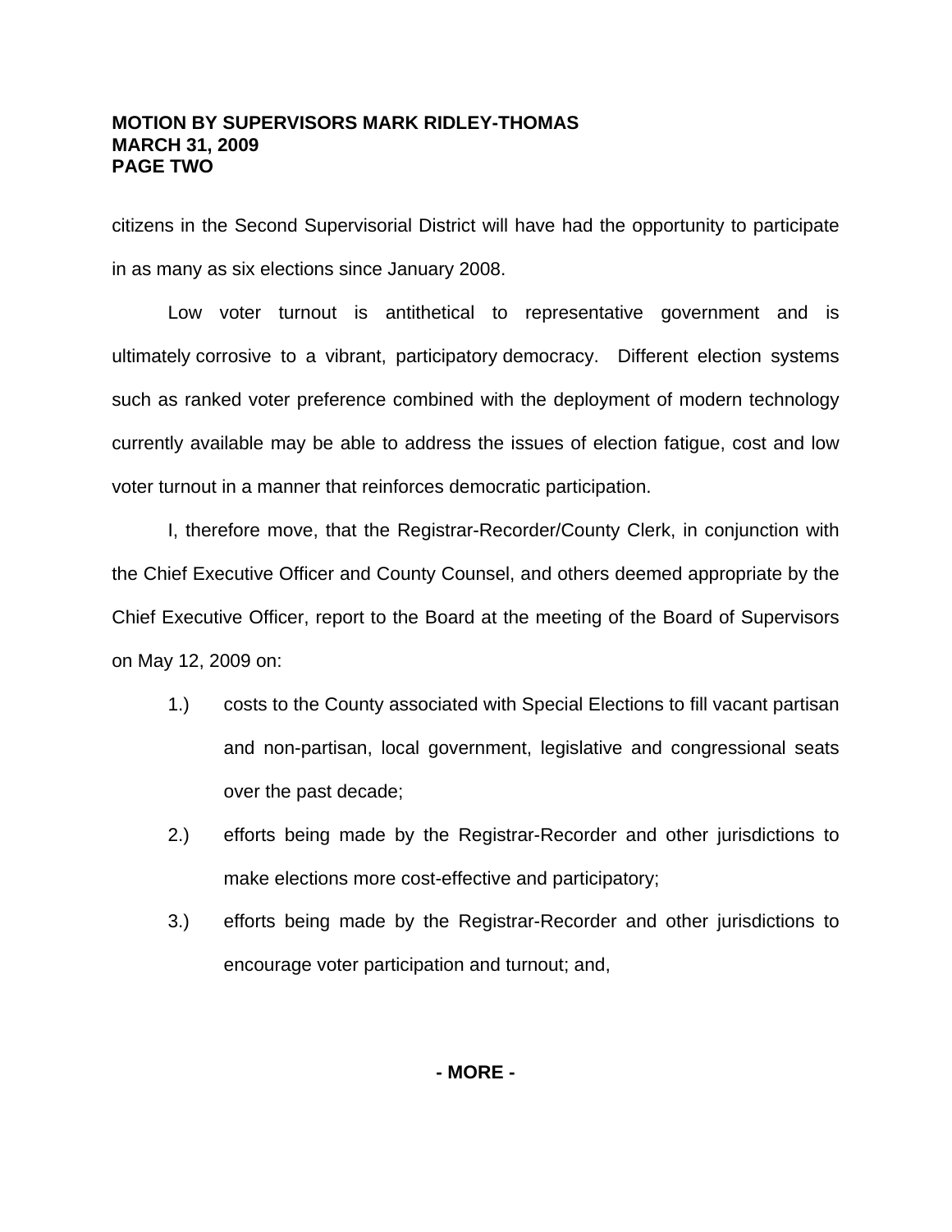citizens in the Second Supervisorial District will have had the opportunity to participate in as many as six elections since January 2008.

Low voter turnout is antithetical to representative government and is ultimately corrosive to a vibrant, participatory democracy. Different election systems such as ranked voter preference combined with the deployment of modern technology currently available may be able to address the issues of election fatigue, cost and low voter turnout in a manner that reinforces democratic participation.

I, therefore move, that the Registrar-Recorder/County Clerk, in conjunction with the Chief Executive Officer and County Counsel, and others deemed appropriate by the Chief Executive Officer, report to the Board at the meeting of the Board of Supervisors on May 12, 2009 on:

1.) costs to the County associated with Special Elections to fill vacant partisan and non-partisan, local government, legislative and congressional seats over the past decade;

2.) efforts being made by the Registrar-Recorder and other jurisdictions to make elections more cost-effective and participatory;

3.) efforts being made by the Registrar-Recorder and other jurisdictions to encourage voter participation and turnout; and,

**- MORE -**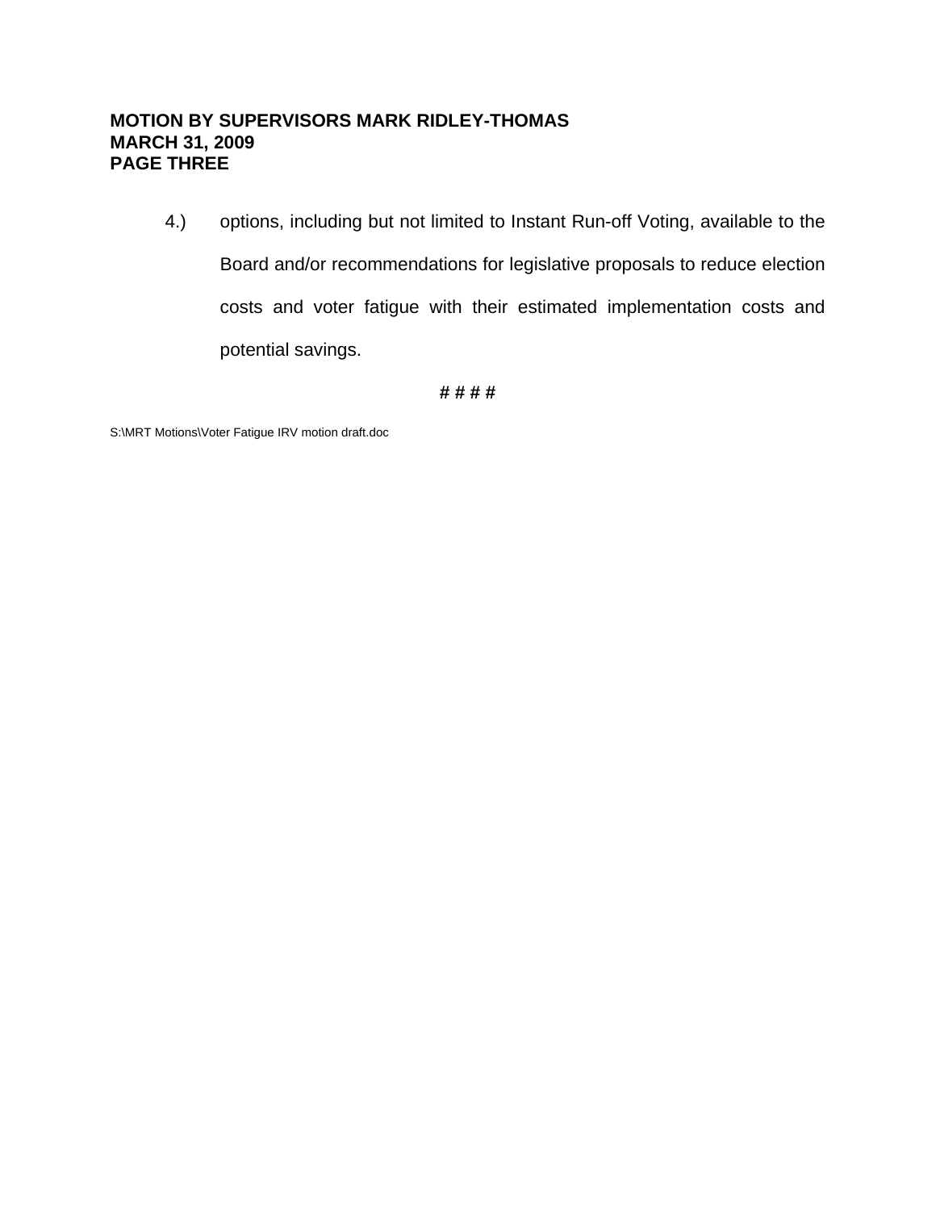4.) options, including but not limited to Instant Run-off Voting, available to the Board and/or recommendations for legislative proposals to reduce election costs and voter fatigue with their estimated implementation costs and potential savings.

# # # #

S:\MRT Motions\Voter Fatigue IRV motion draft.doc